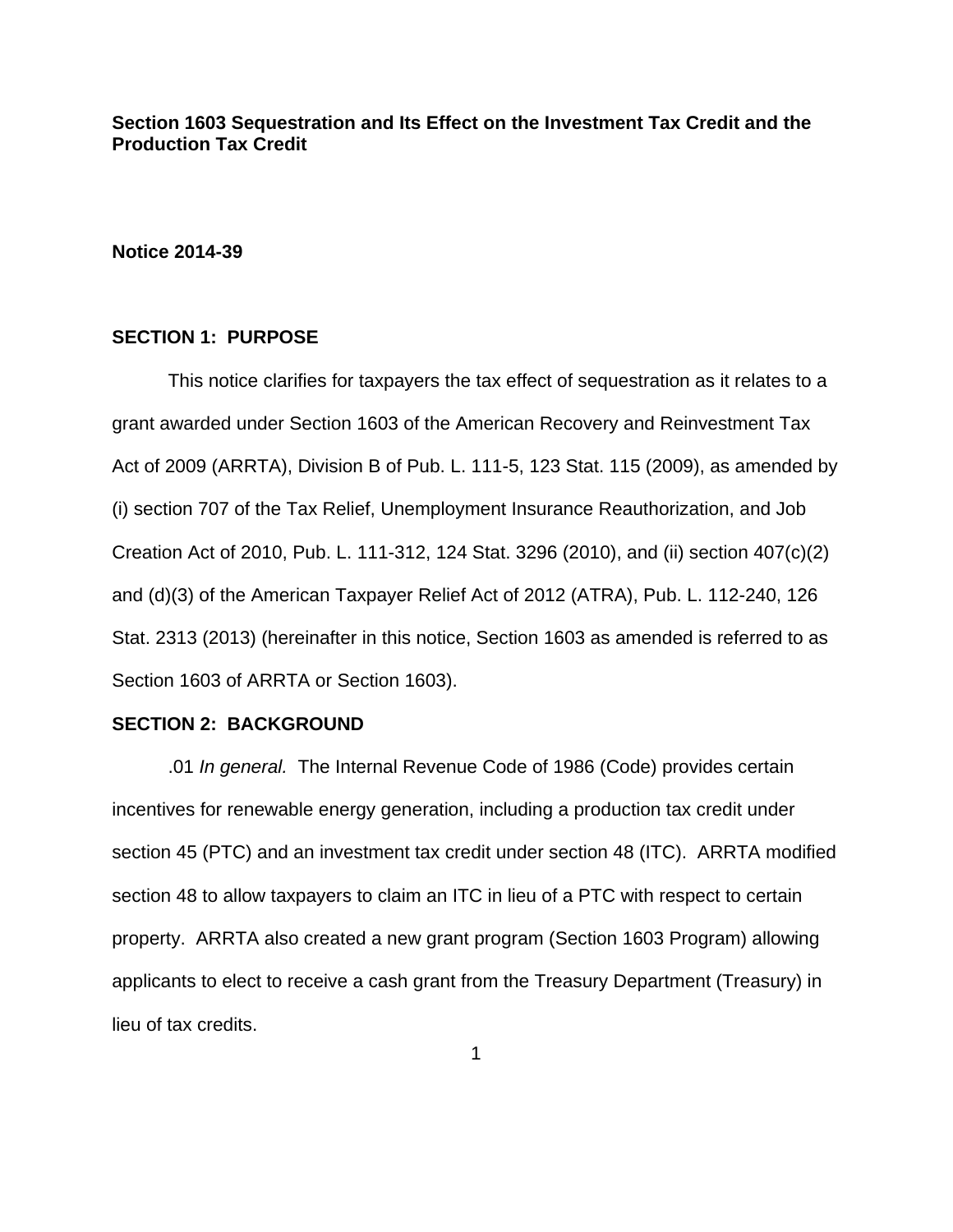**Section 1603 Sequestration and Its Effect on the Investment Tax Credit and the Production Tax Credit**

**Notice 2014-39**

## SECTION 1: PURPOSE

This notice clarifies for taxpayers the tax effect of sequestration as it relates to a grant awarded under Section 1603 of the American Recovery and Reinvestment Tax Act of 2009 (ARRTA), Division B of Pub. L. 111-5, 123 Stat. 115 (2009), as amended by (i) section 707 of the Tax Relief, Unemployment Insurance Reauthorization, and Job Creation Act of 2010, Pub. L. 111-312, 124 Stat. 3296 (2010), and (ii) section 407(c)(2) and (d)(3) of the American Taxpayer Relief Act of 2012 (ATRA), Pub. L. 112-240, 126 Stat. 2313 (2013) (hereinafter in this notice, Section 1603 as amended is referred to as Section 1603 of ARRTA or Section 1603).

## SECTION 2: BACKGROUND

.01 *In general.* The Internal Revenue Code of 1986 (Code) provides certain incentives for renewable energy generation, including a production tax credit under section 45 (PTC) and an investment tax credit under section 48 (ITC). ARRTA modified section 48 to allow taxpayers to claim an ITC in lieu of a PTC with respect to certain property. ARRTA also created a new grant program (Section 1603 Program) allowing applicants to elect to receive a cash grant from the Treasury Department (Treasury) in lieu of tax credits.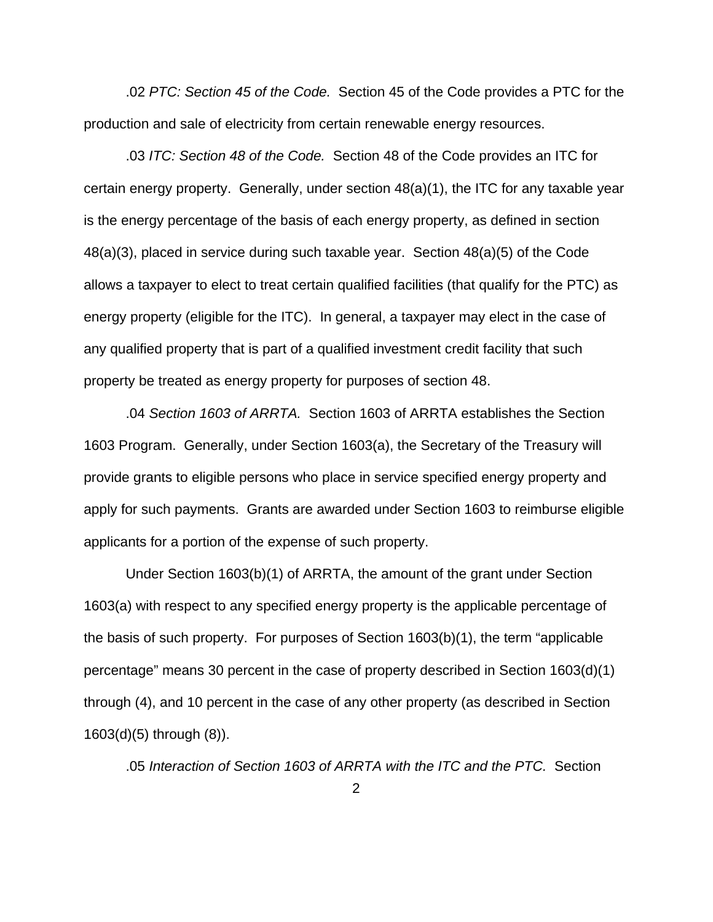.02 *PTC: Section 45 of the Code.* Section 45 of the Code provides a PTC for the production and sale of electricity from certain renewable energy resources.

.03 *ITC: Section 48 of the Code.* Section 48 of the Code provides an ITC for certain energy property. Generally, under section 48(a)(1), the ITC for any taxable year is the energy percentage of the basis of each energy property, as defined in section 48(a)(3), placed in service during such taxable year. Section 48(a)(5) of the Code allows a taxpayer to elect to treat certain qualified facilities (that qualify for the PTC) as energy property (eligible for the ITC). In general, a taxpayer may elect in the case of any qualified property that is part of a qualified investment credit facility that such property be treated as energy property for purposes of section 48.

.04 *Section 1603 of ARRTA.* Section 1603 of ARRTA establishes the Section 1603 Program. Generally, under Section 1603(a), the Secretary of the Treasury will provide grants to eligible persons who place in service specified energy property and apply for such payments. Grants are awarded under Section 1603 to reimburse eligible applicants for a portion of the expense of such property.

Under Section 1603(b)(1) of ARRTA, the amount of the grant under Section 1603(a) with respect to any specified energy property is the applicable percentage of the basis of such property. For purposes of Section 1603(b)(1), the term "applicable percentage" means 30 percent in the case of property described in Section 1603(d)(1) through (4), and 10 percent in the case of any other property (as described in Section 1603(d)(5) through (8)).

.05 *Interaction of Section 1603 of ARRTA with the ITC and the PTC.* Section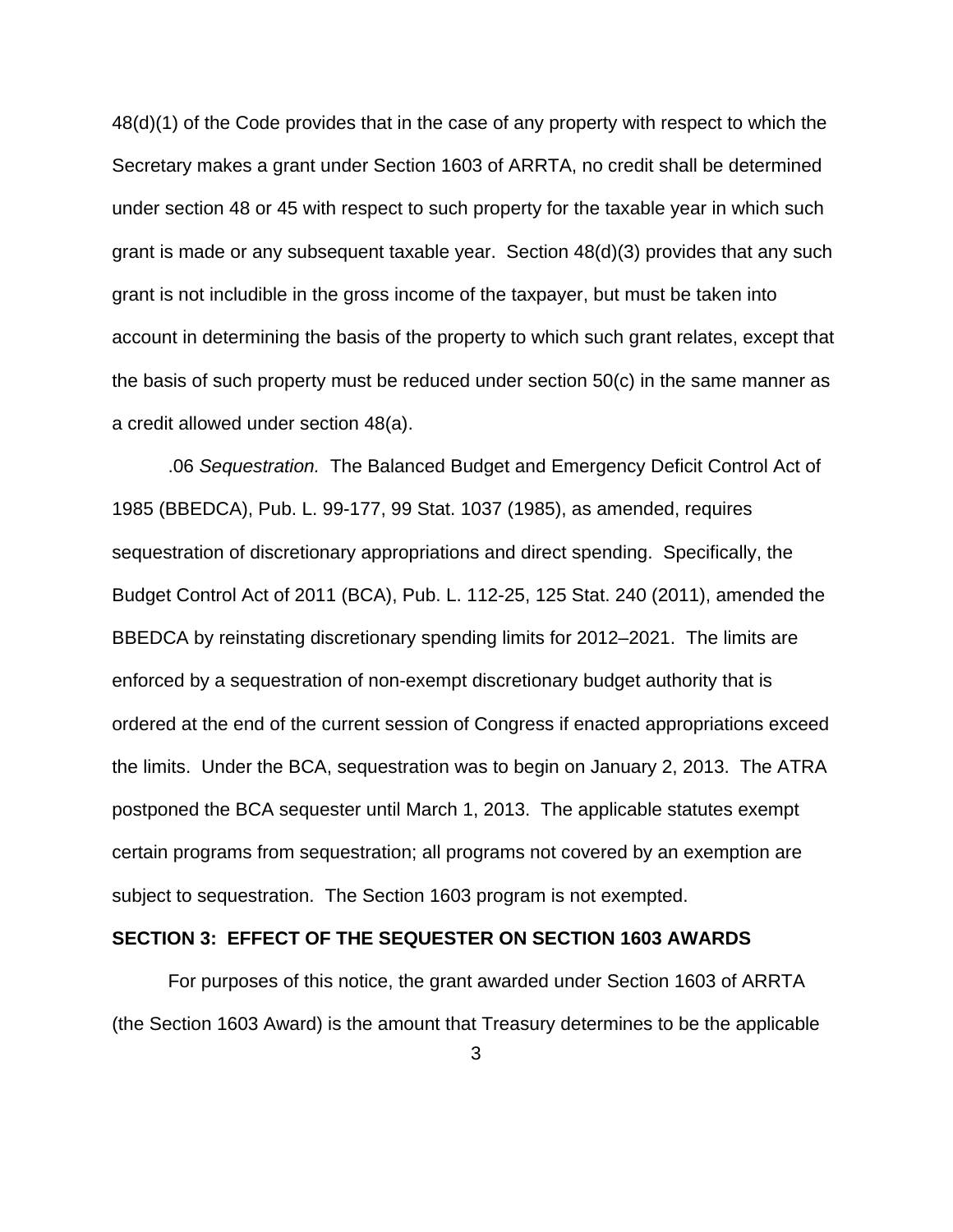48(d)(1) of the Code provides that in the case of any property with respect to which the Secretary makes a grant under Section 1603 of ARRTA, no credit shall be determined under section 48 or 45 with respect to such property for the taxable year in which such grant is made or any subsequent taxable year. Section 48(d)(3) provides that any such grant is not includible in the gross income of the taxpayer, but must be taken into account in determining the basis of the property to which such grant relates, except that the basis of such property must be reduced under section 50(c) in the same manner as a credit allowed under section 48(a).

.06 *Sequestration.* The Balanced Budget and Emergency Deficit Control Act of 1985 (BBEDCA), Pub. L. 99-177, 99 Stat. 1037 (1985), as amended, requires sequestration of discretionary appropriations and direct spending. Specifically, the Budget Control Act of 2011 (BCA), Pub. L. 112-25, 125 Stat. 240 (2011), amended the BBEDCA by reinstating discretionary spending limits for 2012–2021. The limits are enforced by a sequestration of non-exempt discretionary budget authority that is ordered at the end of the current session of Congress if enacted appropriations exceed the limits. Under the BCA, sequestration was to begin on January 2, 2013. The ATRA postponed the BCA sequester until March 1, 2013. The applicable statutes exempt certain programs from sequestration; all programs not covered by an exemption are subject to sequestration. The Section 1603 program is not exempted.

## SECTION 3: EFFECT OF THE SEQUESTER ON SECTION 1603 AWARDS

For purposes of this notice, the grant awarded under Section 1603 of ARRTA (the Section 1603 Award) is the amount that Treasury determines to be the applicable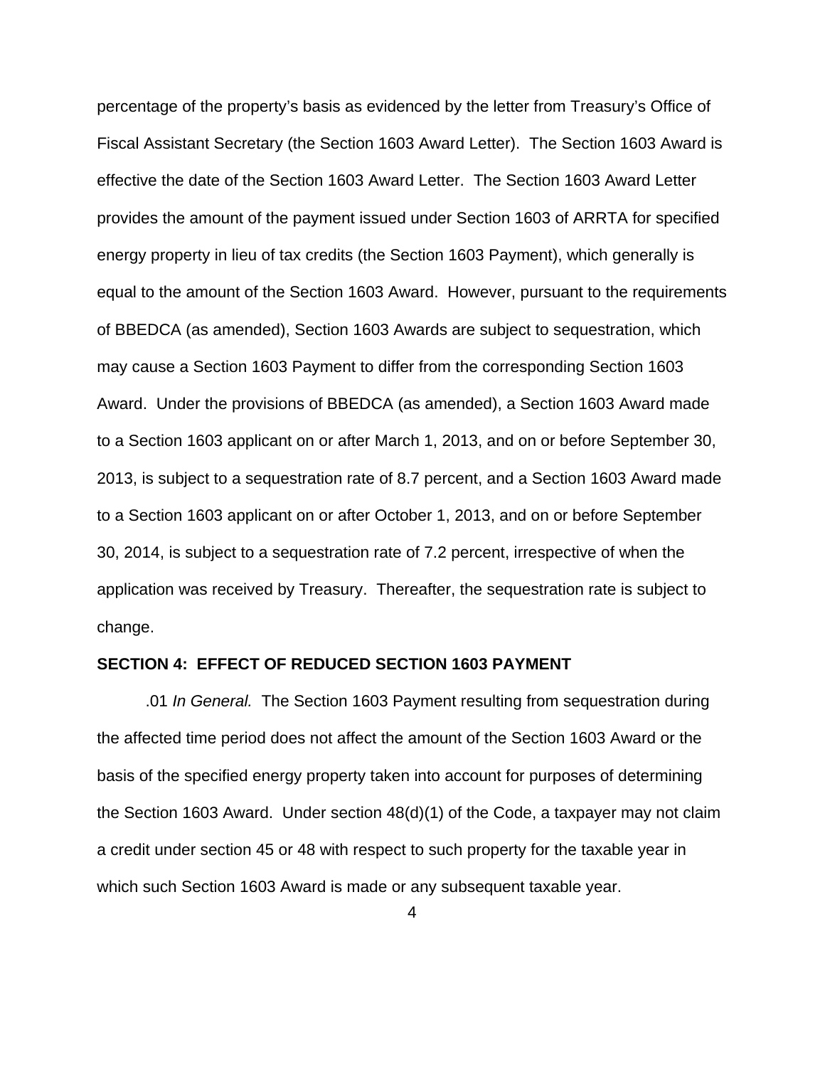percentage of the property's basis as evidenced by the letter from Treasury's Office of Fiscal Assistant Secretary (the Section 1603 Award Letter). The Section 1603 Award is effective the date of the Section 1603 Award Letter. The Section 1603 Award Letter provides the amount of the payment issued under Section 1603 of ARRTA for specified energy property in lieu of tax credits (the Section 1603 Payment), which generally is equal to the amount of the Section 1603 Award. However, pursuant to the requirements of BBEDCA (as amended), Section 1603 Awards are subject to sequestration, which may cause a Section 1603 Payment to differ from the corresponding Section 1603 Award. Under the provisions of BBEDCA (as amended), a Section 1603 Award made to a Section 1603 applicant on or after March 1, 2013, and on or before September 30, 2013, is subject to a sequestration rate of 8.7 percent, and a Section 1603 Award made to a Section 1603 applicant on or after October 1, 2013, and on or before September 30, 2014, is subject to a sequestration rate of 7.2 percent, irrespective of when the application was received by Treasury. Thereafter, the sequestration rate is subject to change.

**SECTION 4: EFFECT OF REDUCED SECTION 1603 PAYMENT**

.01 *In General.* The Section 1603 Payment resulting from sequestration during the affected time period does not affect the amount of the Section 1603 Award or the basis of the specified energy property taken into account for purposes of determining the Section 1603 Award. Under section 48(d)(1) of the Code, a taxpayer may not claim a credit under section 45 or 48 with respect to such property for the taxable year in which such Section 1603 Award is made or any subsequent taxable year.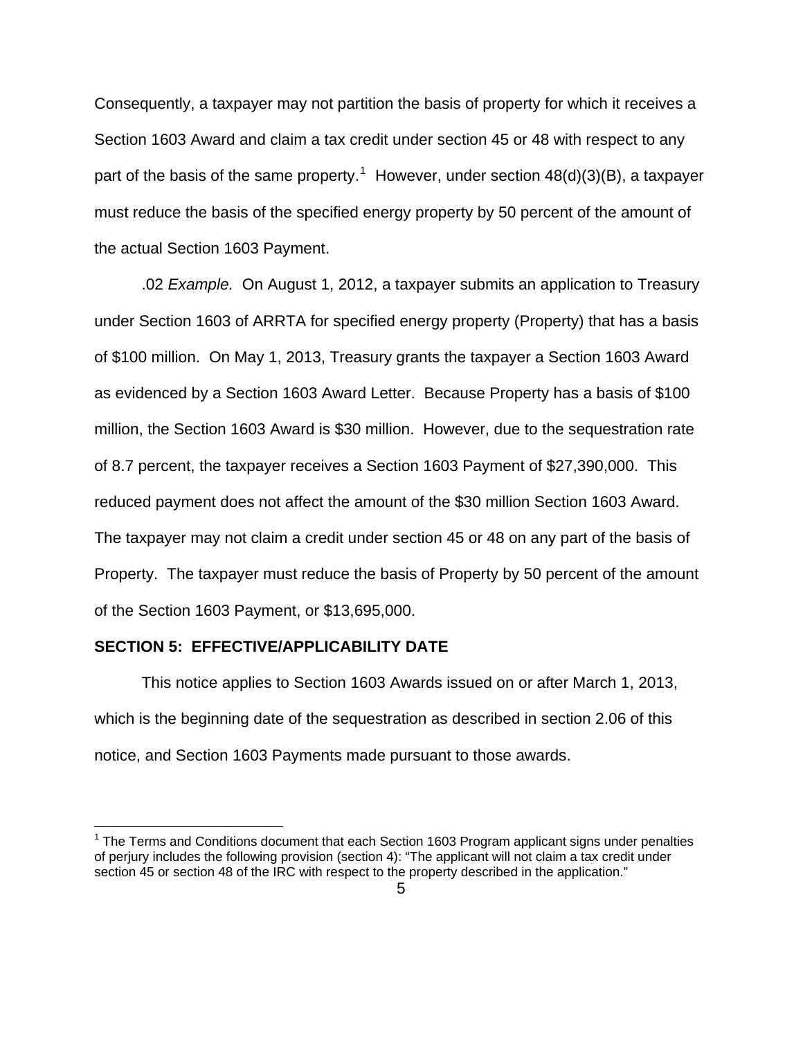Consequently, a taxpayer may not partition the basis of property for which it receives a Section 1603 Award and claim a tax credit under section 45 or 48 with respect to any part of the basis of the same property.[1] However, under section 48(d)(3)(B), a taxpayer must reduce the basis of the specified energy property by 50 percent of the amount of the actual Section 1603 Payment.

.02 *Example.* On August 1, 2012, a taxpayer submits an application to Treasury under Section 1603 of ARRTA for specified energy property (Property) that has a basis of $100 million. On May 1, 2013, Treasury grants the taxpayer a Section 1603 Award as evidenced by a Section 1603 Award Letter. Because Property has a basis of $100 million, the Section 1603 Award is $30 million. However, due to the sequestration rate of 8.7 percent, the taxpayer receives a Section 1603 Payment of $27,390,000. This reduced payment does not affect the amount of the $30 million Section 1603 Award. The taxpayer may not claim a credit under section 45 or 48 on any part of the basis of Property. The taxpayer must reduce the basis of Property by 50 percent of the amount of the Section 1603 Payment, or $13,695,000.

**SECTION 5: EFFECTIVE/APPLICABILITY DATE**

This notice applies to Section 1603 Awards issued on or after March 1, 2013, which is the beginning date of the sequestration as described in section 2.06 of this notice, and Section 1603 Payments made pursuant to those awards.

[1] The Terms and Conditions document that each Section 1603 Program applicant signs under penalties of perjury includes the following provision (section 4): "The applicant will not claim a tax credit under section 45 or section 48 of the IRC with respect to the property described in the application."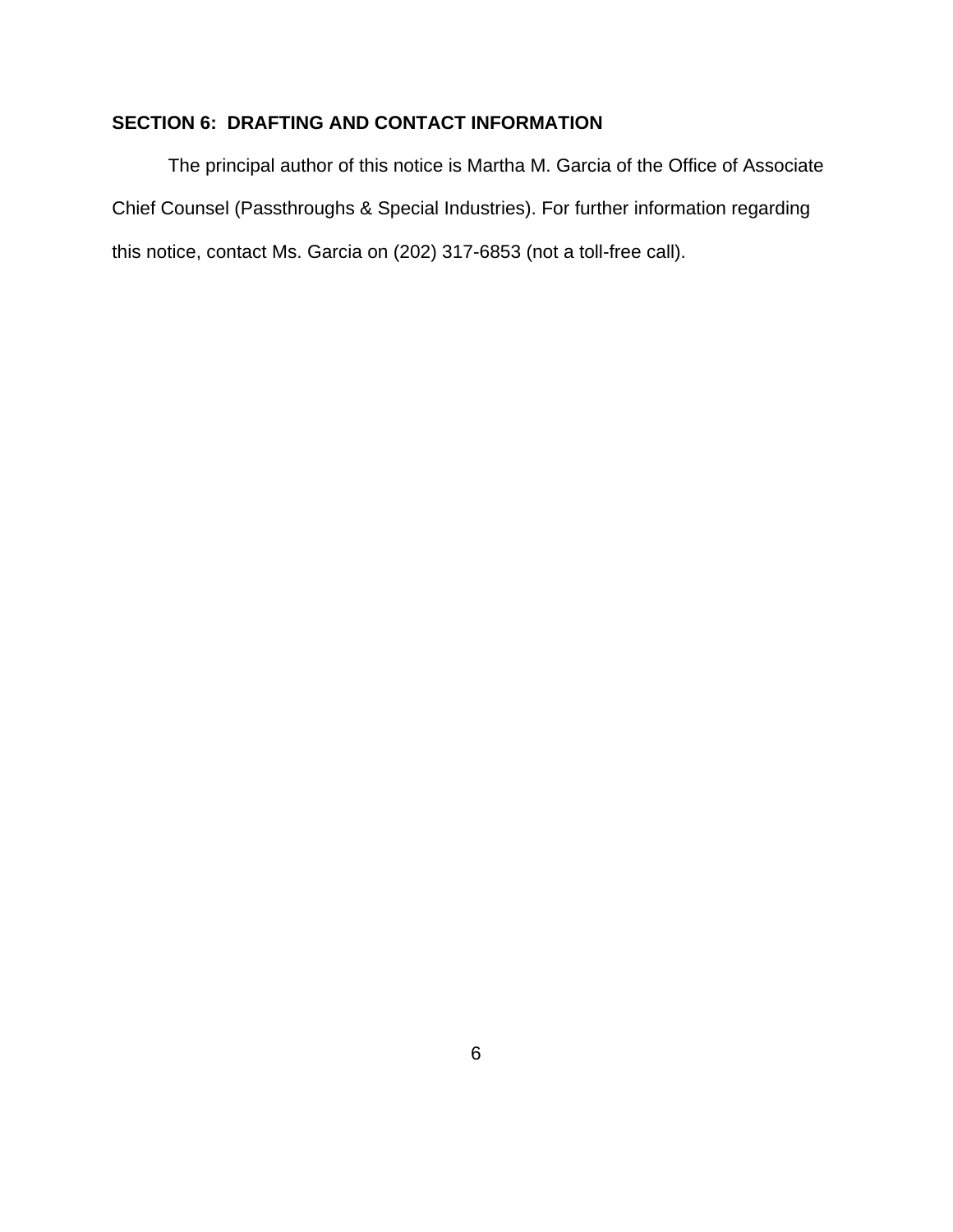## SECTION 6: DRAFTING AND CONTACT INFORMATION

The principal author of this notice is Martha M. Garcia of the Office of Associate Chief Counsel (Passthroughs & Special Industries). For further information regarding this notice, contact Ms. Garcia on (202) 317-6853 (not a toll-free call).